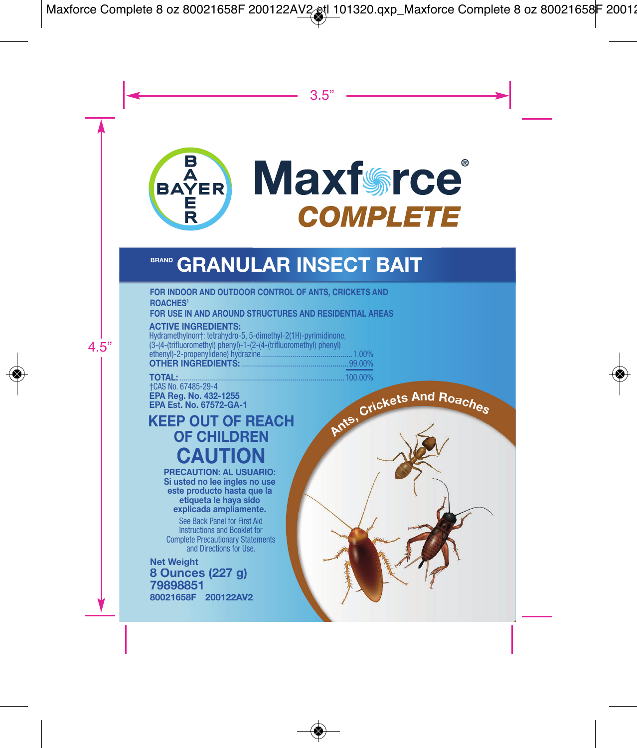BAYER

# Maxforce® COMPLETE

## BRAND GRANULAR INSECT BAIT

**FOR INDOOR AND OUTDOOR CONTROL OF ANTS, CRICKETS AND ROACHES[1]**

**FOR USE IN AND AROUND STRUCTURES AND RESIDENTIAL AREAS**

**ACTIVE INGREDIENTS:**

| | |
|---|---|
| Hydramethylnon†: tetrahydro-5, 5-dimethyl-2(1H)-pyrimidinone, (3-(4-(trifluoromethyl) phenyl)-1-(2-(4-(trifluoromethyl) phenyl) ethenyl)-2-propenylidene) hydrazine | 1.00% |
| **OTHER INGREDIENTS:** | 99.00% |
| **TOTAL:** | 100.00% |

†CAS No. 67485-29-4

**EPA Reg. No. 432-1255**

**EPA Est. No. 67572-GA-1**

Ants, Crickets And Roaches

## KEEP OUT OF REACH OF CHILDREN

## CAUTION

**PRECAUTION: AL USUARIO: Si usted no lee ingles no use este producto hasta que la etiqueta le haya sido explicada ampliamente.**

See Back Panel for First Aid Instructions and Booklet for Complete Precautionary Statements and Directions for Use.

**Net Weight**
**8 Ounces (227 g)**
**79898851**
**80021658F 200122AV2**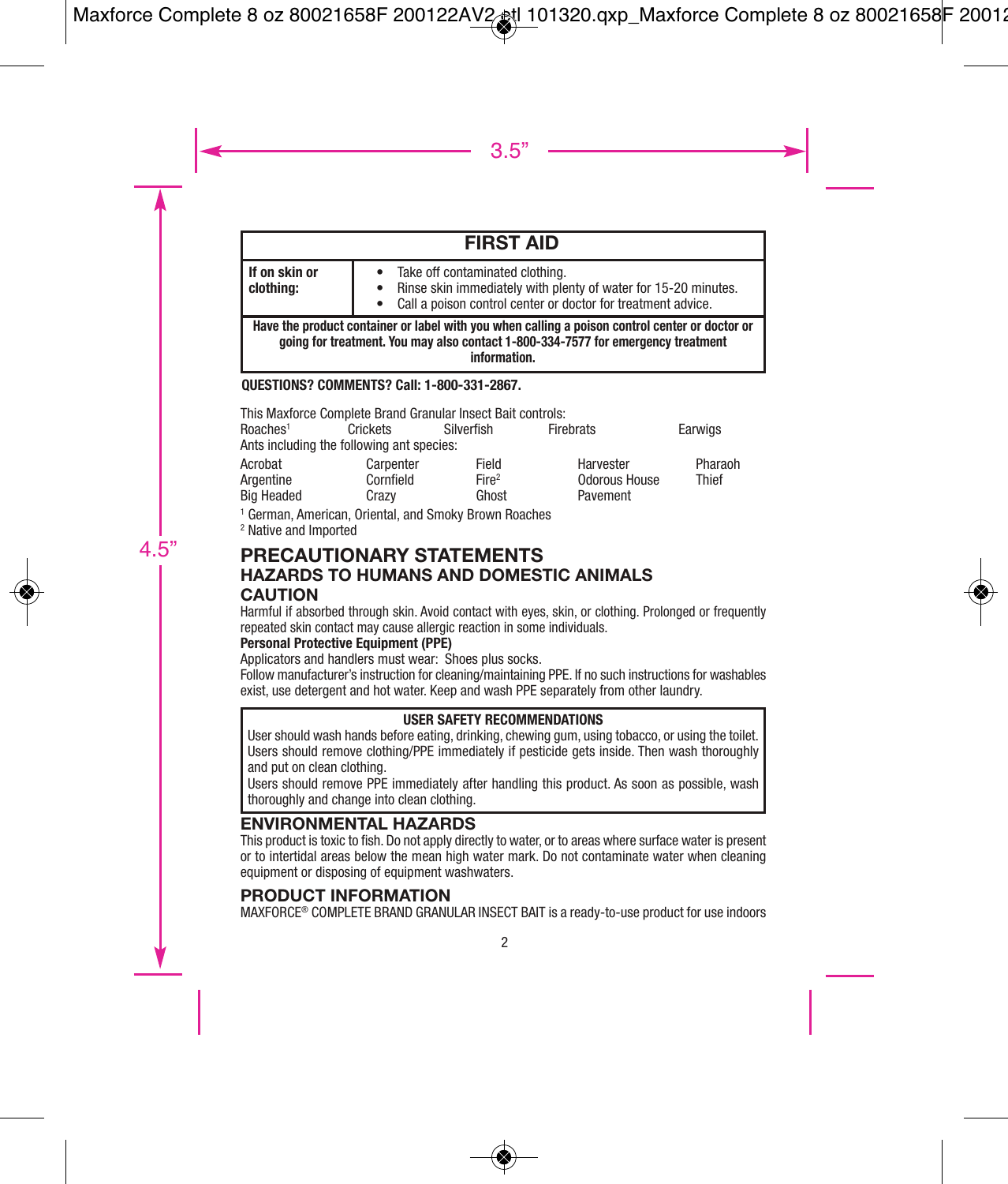| FIRST AID | |
|---|---|
| **If on skin or clothing:** | • Take off contaminated clothing.<br>• Rinse skin immediately with plenty of water for 15-20 minutes.<br>• Call a poison control center or doctor for treatment advice. |
| **Have the product container or label with you when calling a poison control center or doctor or going for treatment. You may also contact 1-800-334-7577 for emergency treatment information.** | |

**QUESTIONS? COMMENTS? Call: 1-800-331-2867.**

This Maxforce Complete Brand Granular Insect Bait controls:

| | | | | |
|---|---|---|---|---|
| Roaches[1] | Crickets | Silverfish | Firebrats | Earwigs |

Ants including the following ant species:

| | | | | |
|---|---|---|---|---|
| Acrobat | Carpenter | Field | Harvester | Pharaoh |
| Argentine | Cornfield | Fire[2] | Odorous House | Thief |
| Big Headed | Crazy | Ghost | Pavement | |

[1] German, American, Oriental, and Smoky Brown Roaches
[2] Native and Imported

## PRECAUTIONARY STATEMENTS

### HAZARDS TO HUMANS AND DOMESTIC ANIMALS

### CAUTION

Harmful if absorbed through skin. Avoid contact with eyes, skin, or clothing. Prolonged or frequently repeated skin contact may cause allergic reaction in some individuals.

**Personal Protective Equipment (PPE)**

Applicators and handlers must wear: Shoes plus socks.

Follow manufacturer's instruction for cleaning/maintaining PPE. If no such instructions for washables exist, use detergent and hot water. Keep and wash PPE separately from other laundry.

**USER SAFETY RECOMMENDATIONS**

User should wash hands before eating, drinking, chewing gum, using tobacco, or using the toilet. Users should remove clothing/PPE immediately if pesticide gets inside. Then wash thoroughly and put on clean clothing.

Users should remove PPE immediately after handling this product. As soon as possible, wash thoroughly and change into clean clothing.

### ENVIRONMENTAL HAZARDS

This product is toxic to fish. Do not apply directly to water, or to areas where surface water is present or to intertidal areas below the mean high water mark. Do not contaminate water when cleaning equipment or disposing of equipment washwaters.

## PRODUCT INFORMATION

MAXFORCE® COMPLETE BRAND GRANULAR INSECT BAIT is a ready-to-use product for use indoors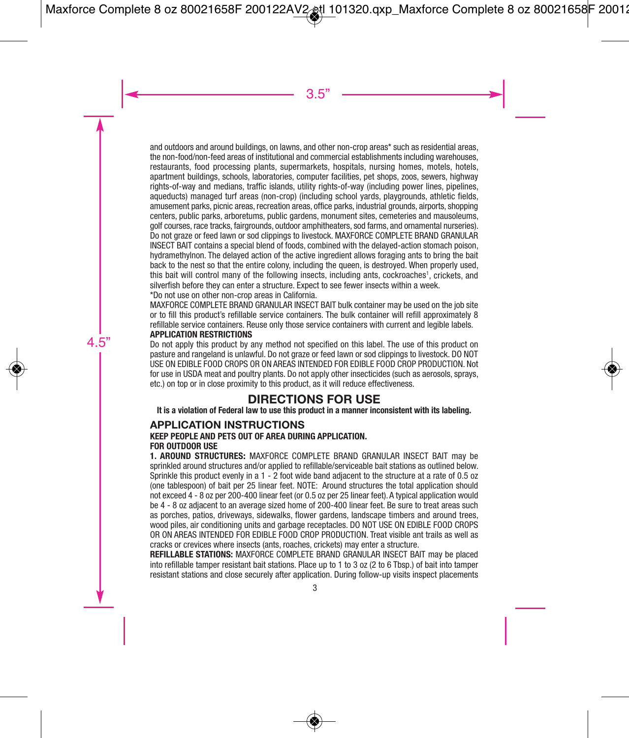and outdoors and around buildings, on lawns, and other non-crop areas* such as residential areas, the non-food/non-feed areas of institutional and commercial establishments including warehouses, restaurants, food processing plants, supermarkets, hospitals, nursing homes, motels, hotels, apartment buildings, schools, laboratories, computer facilities, pet shops, zoos, sewers, highway rights-of-way and medians, traffic islands, utility rights-of-way (including power lines, pipelines, aqueducts) managed turf areas (non-crop) (including school yards, playgrounds, athletic fields, amusement parks, picnic areas, recreation areas, office parks, industrial grounds, airports, shopping centers, public parks, arboretums, public gardens, monument sites, cemeteries and mausoleums, golf courses, race tracks, fairgrounds, outdoor amphitheaters, sod farms, and ornamental nurseries). Do not graze or feed lawn or sod clippings to livestock. MAXFORCE COMPLETE BRAND GRANULAR INSECT BAIT contains a special blend of foods, combined with the delayed-action stomach poison, hydramethylnon. The delayed action of the active ingredient allows foraging ants to bring the bait back to the nest so that the entire colony, including the queen, is destroyed. When properly used, this bait will control many of the following insects, including ants, cockroaches[1], crickets, and silverfish before they can enter a structure. Expect to see fewer insects within a week.

*Do not use on other non-crop areas in California.

MAXFORCE COMPLETE BRAND GRANULAR INSECT BAIT bulk container may be used on the job site or to fill this product's refillable service containers. The bulk container will refill approximately 8 refillable service containers. Reuse only those service containers with current and legible labels.

**APPLICATION RESTRICTIONS**

Do not apply this product by any method not specified on this label. The use of this product on pasture and rangeland is unlawful. Do not graze or feed lawn or sod clippings to livestock. DO NOT USE ON EDIBLE FOOD CROPS OR ON AREAS INTENDED FOR EDIBLE FOOD CROP PRODUCTION. Not for use in USDA meat and poultry plants. Do not apply other insecticides (such as aerosols, sprays, etc.) on top or in close proximity to this product, as it will reduce effectiveness.

## DIRECTIONS FOR USE

**It is a violation of Federal law to use this product in a manner inconsistent with its labeling.**

### APPLICATION INSTRUCTIONS

**KEEP PEOPLE AND PETS OUT OF AREA DURING APPLICATION.**

**FOR OUTDOOR USE**

**1. AROUND STRUCTURES:** MAXFORCE COMPLETE BRAND GRANULAR INSECT BAIT may be sprinkled around structures and/or applied to refillable/serviceable bait stations as outlined below. Sprinkle this product evenly in a 1 - 2 foot wide band adjacent to the structure at a rate of 0.5 oz (one tablespoon) of bait per 25 linear feet. NOTE: Around structures the total application should not exceed 4 - 8 oz per 200-400 linear feet (or 0.5 oz per 25 linear feet). A typical application would be 4 - 8 oz adjacent to an average sized home of 200-400 linear feet. Be sure to treat areas such as porches, patios, driveways, sidewalks, flower gardens, landscape timbers and around trees, wood piles, air conditioning units and garbage receptacles. DO NOT USE ON EDIBLE FOOD CROPS OR ON AREAS INTENDED FOR EDIBLE FOOD CROP PRODUCTION. Treat visible ant trails as well as cracks or crevices where insects (ants, roaches, crickets) may enter a structure.

**REFILLABLE STATIONS:** MAXFORCE COMPLETE BRAND GRANULAR INSECT BAIT may be placed into refillable tamper resistant bait stations. Place up to 1 to 3 oz (2 to 6 Tbsp.) of bait into tamper resistant stations and close securely after application. During follow-up visits inspect placements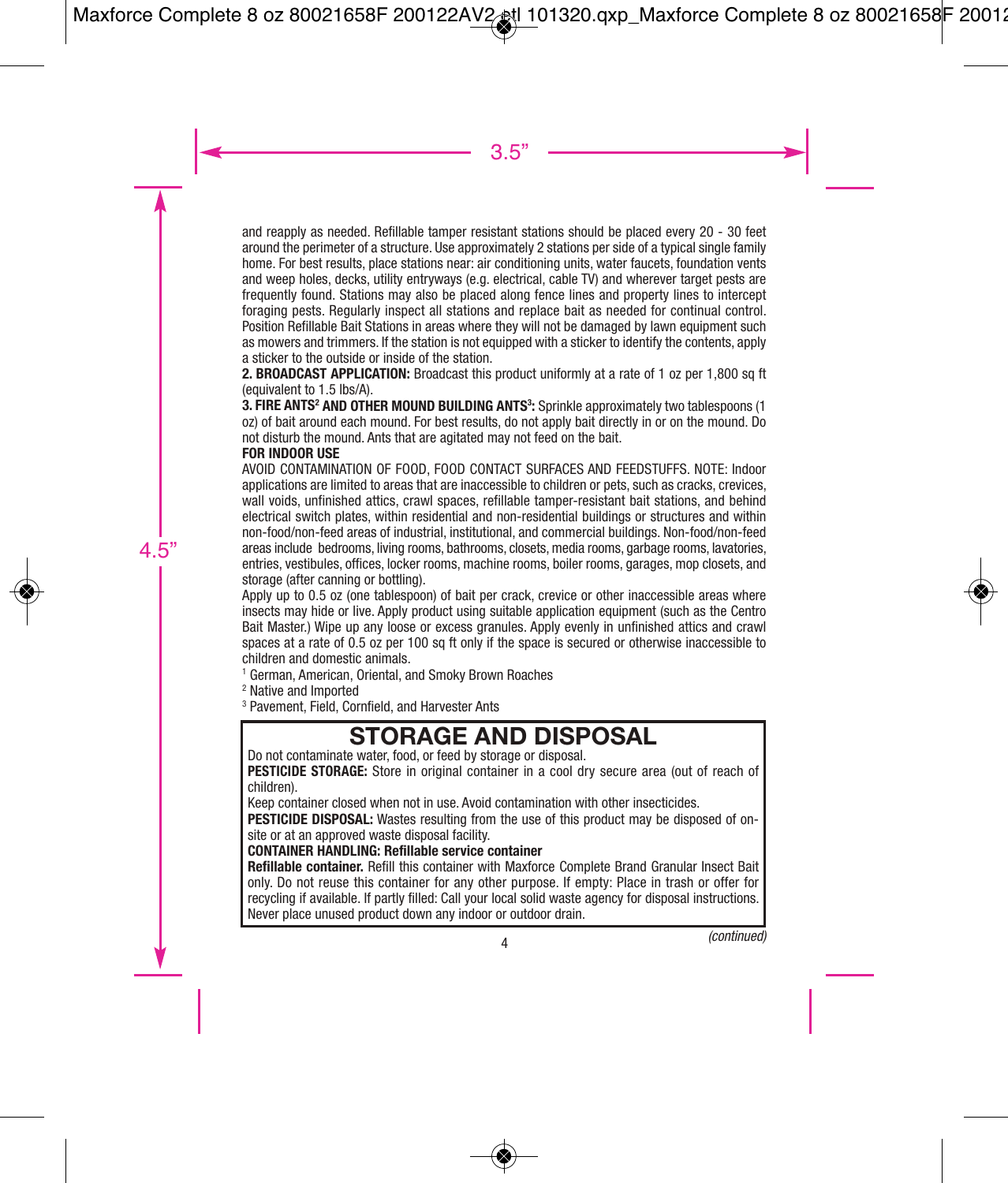and reapply as needed. Refillable tamper resistant stations should be placed every 20 - 30 feet around the perimeter of a structure. Use approximately 2 stations per side of a typical single family home. For best results, place stations near: air conditioning units, water faucets, foundation vents and weep holes, decks, utility entryways (e.g. electrical, cable TV) and wherever target pests are frequently found. Stations may also be placed along fence lines and property lines to intercept foraging pests. Regularly inspect all stations and replace bait as needed for continual control. Position Refillable Bait Stations in areas where they will not be damaged by lawn equipment such as mowers and trimmers. If the station is not equipped with a sticker to identify the contents, apply a sticker to the outside or inside of the station.

**2. BROADCAST APPLICATION:** Broadcast this product uniformly at a rate of 1 oz per 1,800 sq ft (equivalent to 1.5 lbs/A).

**3. FIRE ANTS[2] AND OTHER MOUND BUILDING ANTS[3]:** Sprinkle approximately two tablespoons (1 oz) of bait around each mound. For best results, do not apply bait directly in or on the mound. Do not disturb the mound. Ants that are agitated may not feed on the bait.

**FOR INDOOR USE**

AVOID CONTAMINATION OF FOOD, FOOD CONTACT SURFACES AND FEEDSTUFFS. NOTE: Indoor applications are limited to areas that are inaccessible to children or pets, such as cracks, crevices, wall voids, unfinished attics, crawl spaces, refillable tamper-resistant bait stations, and behind electrical switch plates, within residential and non-residential buildings or structures and within non-food/non-feed areas of industrial, institutional, and commercial buildings. Non-food/non-feed areas include bedrooms, living rooms, bathrooms, closets, media rooms, garbage rooms, lavatories, entries, vestibules, offices, locker rooms, machine rooms, boiler rooms, garages, mop closets, and storage (after canning or bottling).

Apply up to 0.5 oz (one tablespoon) of bait per crack, crevice or other inaccessible areas where insects may hide or live. Apply product using suitable application equipment (such as the Centro Bait Master.) Wipe up any loose or excess granules. Apply evenly in unfinished attics and crawl spaces at a rate of 0.5 oz per 100 sq ft only if the space is secured or otherwise inaccessible to children and domestic animals.

[1] German, American, Oriental, and Smoky Brown Roaches
[2] Native and Imported
[3] Pavement, Field, Cornfield, and Harvester Ants

## STORAGE AND DISPOSAL

Do not contaminate water, food, or feed by storage or disposal.

**PESTICIDE STORAGE:** Store in original container in a cool dry secure area (out of reach of children).

Keep container closed when not in use. Avoid contamination with other insecticides.

**PESTICIDE DISPOSAL:** Wastes resulting from the use of this product may be disposed of on-site or at an approved waste disposal facility.

**CONTAINER HANDLING: Refillable service container**

**Refillable container.** Refill this container with Maxforce Complete Brand Granular Insect Bait only. Do not reuse this container for any other purpose. If empty: Place in trash or offer for recycling if available. If partly filled: Call your local solid waste agency for disposal instructions. Never place unused product down any indoor or outdoor drain.

*(continued)*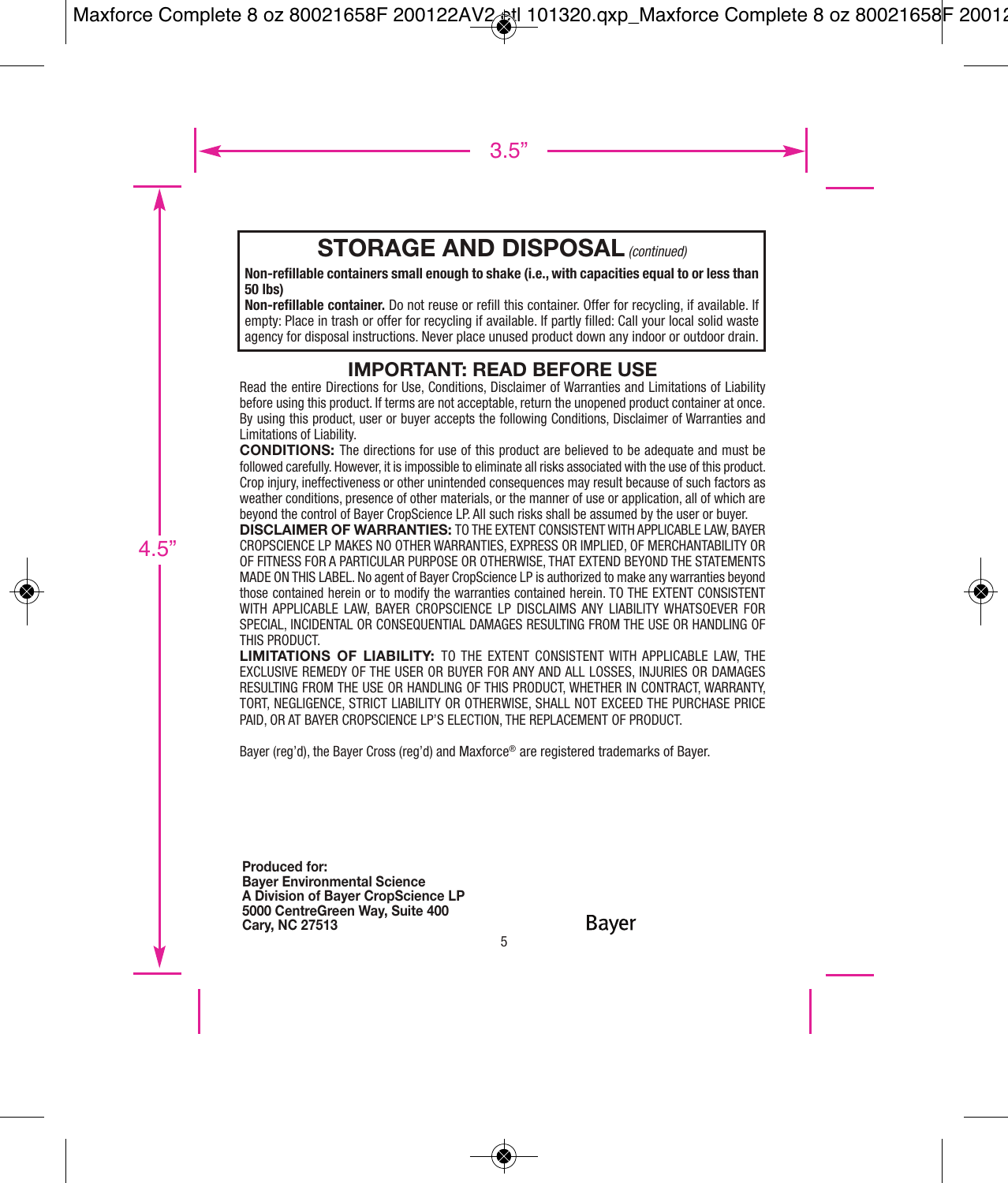## STORAGE AND DISPOSAL *(continued)*

**Non-refillable containers small enough to shake (i.e., with capacities equal to or less than 50 lbs)**

**Non-refillable container.** Do not reuse or refill this container. Offer for recycling, if available. If empty: Place in trash or offer for recycling if available. If partly filled: Call your local solid waste agency for disposal instructions. Never place unused product down any indoor or outdoor drain.

## IMPORTANT: READ BEFORE USE

Read the entire Directions for Use, Conditions, Disclaimer of Warranties and Limitations of Liability before using this product. If terms are not acceptable, return the unopened product container at once. By using this product, user or buyer accepts the following Conditions, Disclaimer of Warranties and Limitations of Liability.

**CONDITIONS:** The directions for use of this product are believed to be adequate and must be followed carefully. However, it is impossible to eliminate all risks associated with the use of this product. Crop injury, ineffectiveness or other unintended consequences may result because of such factors as weather conditions, presence of other materials, or the manner of use or application, all of which are beyond the control of Bayer CropScience LP. All such risks shall be assumed by the user or buyer.

**DISCLAIMER OF WARRANTIES:** TO THE EXTENT CONSISTENT WITH APPLICABLE LAW, BAYER CROPSCIENCE LP MAKES NO OTHER WARRANTIES, EXPRESS OR IMPLIED, OF MERCHANTABILITY OR OF FITNESS FOR A PARTICULAR PURPOSE OR OTHERWISE, THAT EXTEND BEYOND THE STATEMENTS MADE ON THIS LABEL. No agent of Bayer CropScience LP is authorized to make any warranties beyond those contained herein or to modify the warranties contained herein. TO THE EXTENT CONSISTENT WITH APPLICABLE LAW, BAYER CROPSCIENCE LP DISCLAIMS ANY LIABILITY WHATSOEVER FOR SPECIAL, INCIDENTAL OR CONSEQUENTIAL DAMAGES RESULTING FROM THE USE OR HANDLING OF THIS PRODUCT.

**LIMITATIONS OF LIABILITY:** TO THE EXTENT CONSISTENT WITH APPLICABLE LAW, THE EXCLUSIVE REMEDY OF THE USER OR BUYER FOR ANY AND ALL LOSSES, INJURIES OR DAMAGES RESULTING FROM THE USE OR HANDLING OF THIS PRODUCT, WHETHER IN CONTRACT, WARRANTY, TORT, NEGLIGENCE, STRICT LIABILITY OR OTHERWISE, SHALL NOT EXCEED THE PURCHASE PRICE PAID, OR AT BAYER CROPSCIENCE LP'S ELECTION, THE REPLACEMENT OF PRODUCT.

Bayer (reg'd), the Bayer Cross (reg'd) and Maxforce® are registered trademarks of Bayer.

**Produced for:**
**Bayer Environmental Science**
**A Division of Bayer CropScience LP**
**5000 CentreGreen Way, Suite 400**
**Cary, NC 27513**

Bayer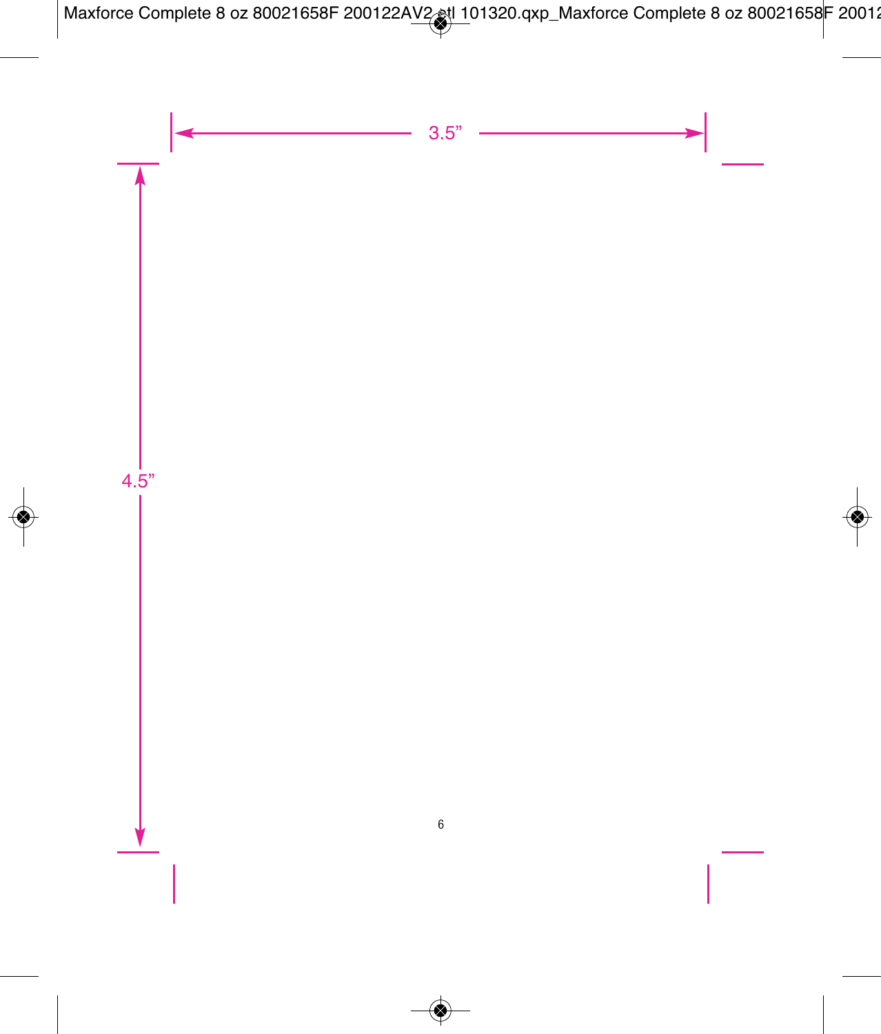3.5”

4.5”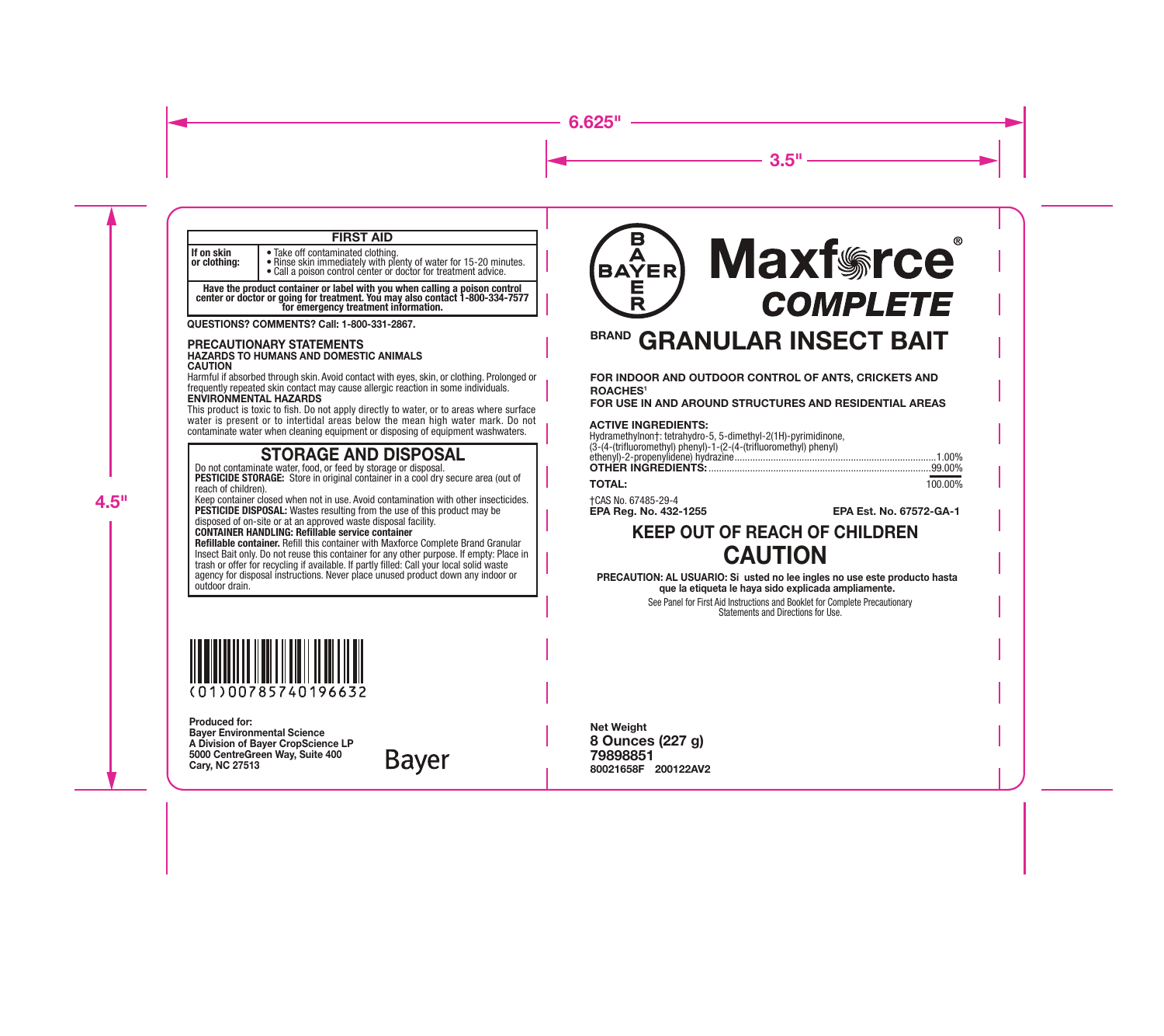6.625"

3.5"

4.5"

## FIRST AID

| | |
|---|---|
| If on skin or clothing: | • Take off contaminated clothing. • Rinse skin immediately with plenty of water for 15-20 minutes. • Call a poison control center or doctor for treatment advice. |

**Have the product container or label with you when calling a poison control center or doctor or going for treatment. You may also contact 1-800-334-7577 for emergency treatment information.**

**QUESTIONS? COMMENTS? Call: 1-800-331-2867.**

### PRECAUTIONARY STATEMENTS

**HAZARDS TO HUMANS AND DOMESTIC ANIMALS**

**CAUTION**

Harmful if absorbed through skin. Avoid contact with eyes, skin, or clothing. Prolonged or frequently repeated skin contact may cause allergic reaction in some individuals.

**ENVIRONMENTAL HAZARDS**

This product is toxic to fish. Do not apply directly to water, or to areas where surface water is present or to intertidal areas below the mean high water mark. Do not contaminate water when cleaning equipment or disposing of equipment washwaters.

### STORAGE AND DISPOSAL

Do not contaminate water, food, or feed by storage or disposal.

**PESTICIDE STORAGE:** Store in original container in a cool dry secure area (out of reach of children).

Keep container closed when not in use. Avoid contamination with other insecticides.

**PESTICIDE DISPOSAL:** Wastes resulting from the use of this product may be disposed of on-site or at an approved waste disposal facility.

**CONTAINER HANDLING: Refillable service container**

**Refillable container.** Refill this container with Maxforce Complete Brand Granular Insect Bait only. Do not reuse this container for any other purpose. If empty: Place in trash or offer for recycling if available. If partly filled: Call your local solid waste agency for disposal instructions. Never place unused product down any indoor or outdoor drain.

(01)00785740196632

**Produced for:**
**Bayer Environmental Science**
**A Division of Bayer CropScience LP**
**5000 CentreGreen Way, Suite 400**
**Cary, NC 27513**

Bayer

BAYER

# Maxforce® COMPLETE

## BRAND GRANULAR INSECT BAIT

**FOR INDOOR AND OUTDOOR CONTROL OF ANTS, CRICKETS AND ROACHES[1]**

**FOR USE IN AND AROUND STRUCTURES AND RESIDENTIAL AREAS**

**ACTIVE INGREDIENTS:**

| | |
|---|---|
| Hydramethylnon†: tetrahydro-5, 5-dimethyl-2(1H)-pyrimidinone, (3-(4-(trifluoromethyl) phenyl)-1-(2-(4-(trifluoromethyl) phenyl) ethenyl)-2-propenylidene) hydrazine | 1.00% |
| **OTHER INGREDIENTS:** | 99.00% |
| **TOTAL:** | 100.00% |

†CAS No. 67485-29-4

**EPA Reg. No. 432-1255** **EPA Est. No. 67572-GA-1**

## KEEP OUT OF REACH OF CHILDREN

## CAUTION

**PRECAUTION: AL USUARIO: Si usted no lee ingles no use este producto hasta que la etiqueta le haya sido explicada ampliamente.**

See Panel for First Aid Instructions and Booklet for Complete Precautionary Statements and Directions for Use.

**Net Weight**
**8 Ounces (227 g)**
**79898851**
**80021658F 200122AV2**